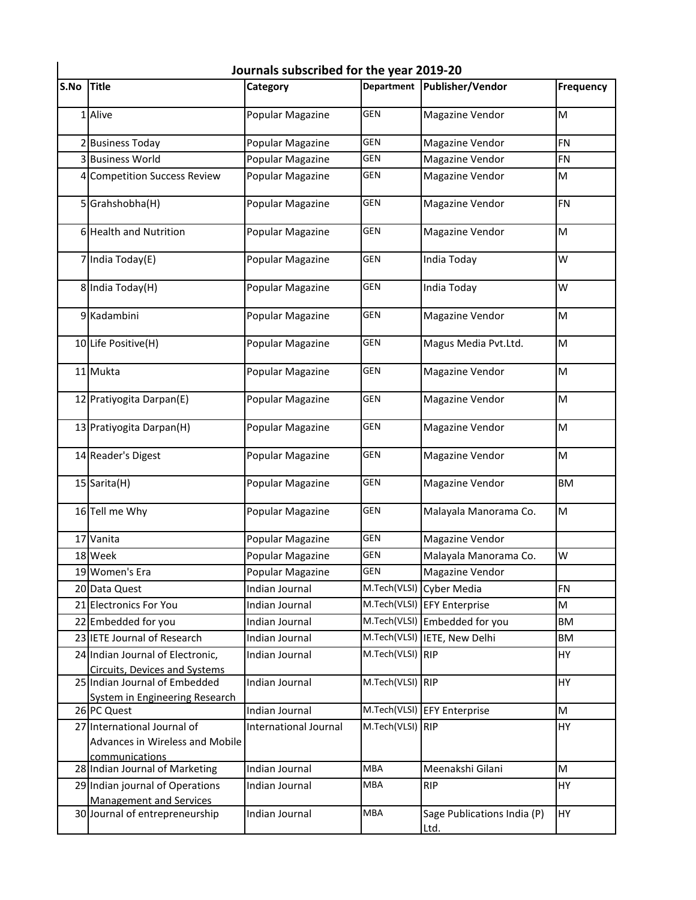# Journals subscribed for the year 2019-20

| S.No | Title | Category | Department | Publisher/Vendor | Frequency |
|---|---|---|---|---|---|
| 1 | Alive | Popular Magazine | GEN | Magazine Vendor | M |
| 2 | Business Today | Popular Magazine | GEN | Magazine Vendor | FN |
| 3 | Business World | Popular Magazine | GEN | Magazine Vendor | FN |
| 4 | Competition Success Review | Popular Magazine | GEN | Magazine Vendor | M |
| 5 | Grahshobha(H) | Popular Magazine | GEN | Magazine Vendor | FN |
| 6 | Health and Nutrition | Popular Magazine | GEN | Magazine Vendor | M |
| 7 | India Today(E) | Popular Magazine | GEN | India Today | W |
| 8 | India Today(H) | Popular Magazine | GEN | India Today | W |
| 9 | Kadambini | Popular Magazine | GEN | Magazine Vendor | M |
| 10 | Life Positive(H) | Popular Magazine | GEN | Magus Media Pvt.Ltd. | M |
| 11 | Mukta | Popular Magazine | GEN | Magazine Vendor | M |
| 12 | Pratiyogita Darpan(E) | Popular Magazine | GEN | Magazine Vendor | M |
| 13 | Pratiyogita Darpan(H) | Popular Magazine | GEN | Magazine Vendor | M |
| 14 | Reader's Digest | Popular Magazine | GEN | Magazine Vendor | M |
| 15 | Sarita(H) | Popular Magazine | GEN | Magazine Vendor | BM |
| 16 | Tell me Why | Popular Magazine | GEN | Malayala Manorama Co. | M |
| 17 | Vanita | Popular Magazine | GEN | Magazine Vendor | |
| 18 | Week | Popular Magazine | GEN | Malayala Manorama Co. | W |
| 19 | Women's Era | Popular Magazine | GEN | Magazine Vendor | |
| 20 | Data Quest | Indian Journal | M.Tech(VLSI) | Cyber Media | FN |
| 21 | Electronics For You | Indian Journal | M.Tech(VLSI) | EFY Enterprise | M |
| 22 | Embedded for you | Indian Journal | M.Tech(VLSI) | Embedded for you | BM |
| 23 | IETE Journal of Research | Indian Journal | M.Tech(VLSI) | IETE, New Delhi | BM |
| 24 | Indian Journal of Electronic, Circuits, Devices and Systems | Indian Journal | M.Tech(VLSI) | RIP | HY |
| 25 | Indian Journal of Embedded System in Engineering Research | Indian Journal | M.Tech(VLSI) | RIP | HY |
| 26 | PC Quest | Indian Journal | M.Tech(VLSI) | EFY Enterprise | M |
| 27 | International Journal of Advances in Wireless and Mobile communications | International Journal | M.Tech(VLSI) | RIP | HY |
| 28 | Indian Journal of Marketing | Indian Journal | MBA | Meenakshi Gilani | M |
| 29 | Indian journal of Operations Management and Services | Indian Journal | MBA | RIP | HY |
| 30 | Journal of entrepreneurship | Indian Journal | MBA | Sage Publications India (P) Ltd. | HY |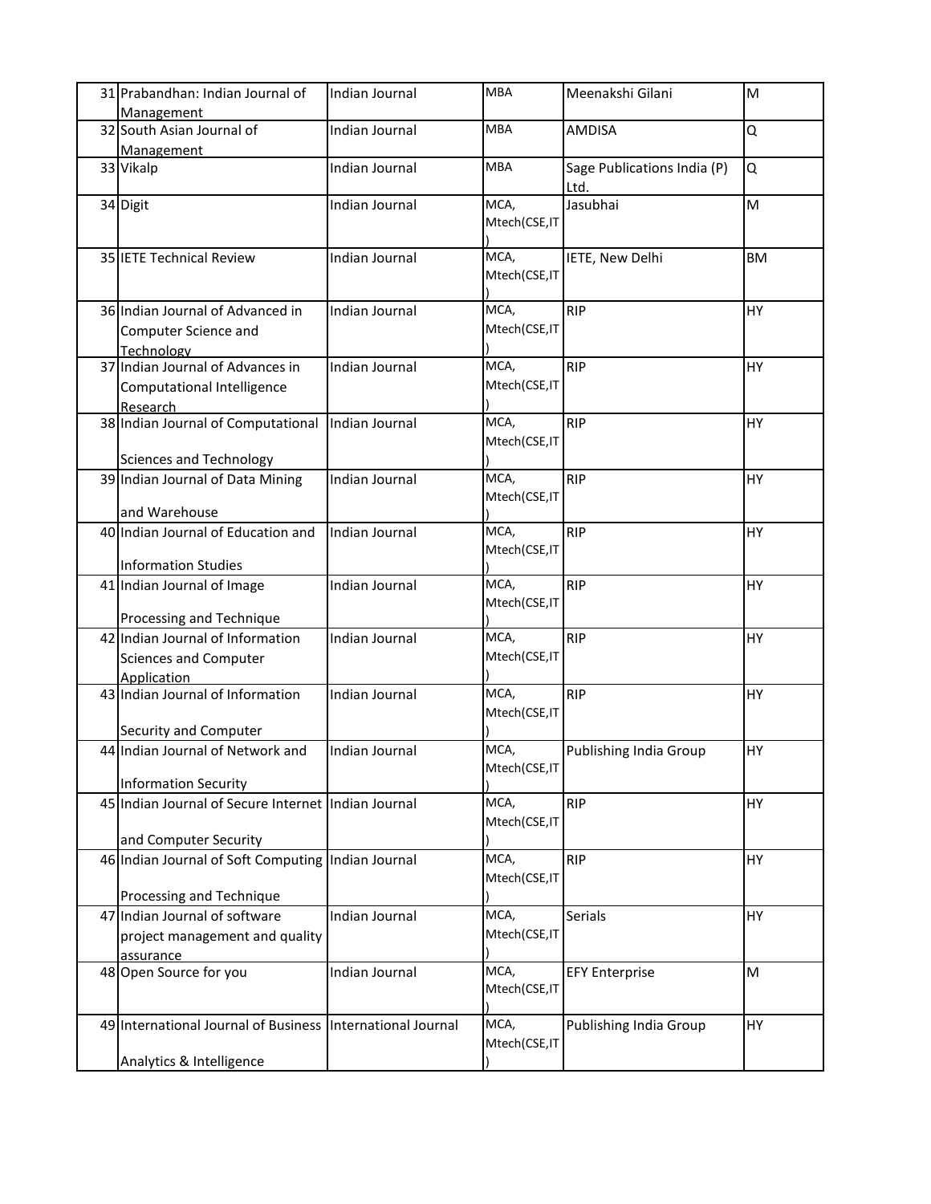| 31 | Prabandhan: Indian Journal of Management | Indian Journal | MBA | Meenakshi Gilani | M |
|---|---|---|---|---|---|
| 32 | South Asian Journal of Management | Indian Journal | MBA | AMDISA | Q |
| 33 | Vikalp | Indian Journal | MBA | Sage Publications India (P) Ltd. | Q |
| 34 | Digit | Indian Journal | MCA, Mtech(CSE,IT) | Jasubhai | M |
| 35 | IETE Technical Review | Indian Journal | MCA, Mtech(CSE,IT) | IETE, New Delhi | BM |
| 36 | Indian Journal of Advanced in Computer Science and Technology | Indian Journal | MCA, Mtech(CSE,IT) | RIP | HY |
| 37 | Indian Journal of Advances in Computational Intelligence Research | Indian Journal | MCA, Mtech(CSE,IT) | RIP | HY |
| 38 | Indian Journal of Computational Sciences and Technology | Indian Journal | MCA, Mtech(CSE,IT) | RIP | HY |
| 39 | Indian Journal of Data Mining and Warehouse | Indian Journal | MCA, Mtech(CSE,IT) | RIP | HY |
| 40 | Indian Journal of Education and Information Studies | Indian Journal | MCA, Mtech(CSE,IT) | RIP | HY |
| 41 | Indian Journal of Image Processing and Technique | Indian Journal | MCA, Mtech(CSE,IT) | RIP | HY |
| 42 | Indian Journal of Information Sciences and Computer Application | Indian Journal | MCA, Mtech(CSE,IT) | RIP | HY |
| 43 | Indian Journal of Information Security and Computer | Indian Journal | MCA, Mtech(CSE,IT) | RIP | HY |
| 44 | Indian Journal of Network and Information Security | Indian Journal | MCA, Mtech(CSE,IT) | Publishing India Group | HY |
| 45 | Indian Journal of Secure Internet and Computer Security | Indian Journal | MCA, Mtech(CSE,IT) | RIP | HY |
| 46 | Indian Journal of Soft Computing Processing and Technique | Indian Journal | MCA, Mtech(CSE,IT) | RIP | HY |
| 47 | Indian Journal of software project management and quality assurance | Indian Journal | MCA, Mtech(CSE,IT) | Serials | HY |
| 48 | Open Source for you | Indian Journal | MCA, Mtech(CSE,IT) | EFY Enterprise | M |
| 49 | International Journal of Business Analytics & Intelligence | International Journal | MCA, Mtech(CSE,IT) | Publishing India Group | HY |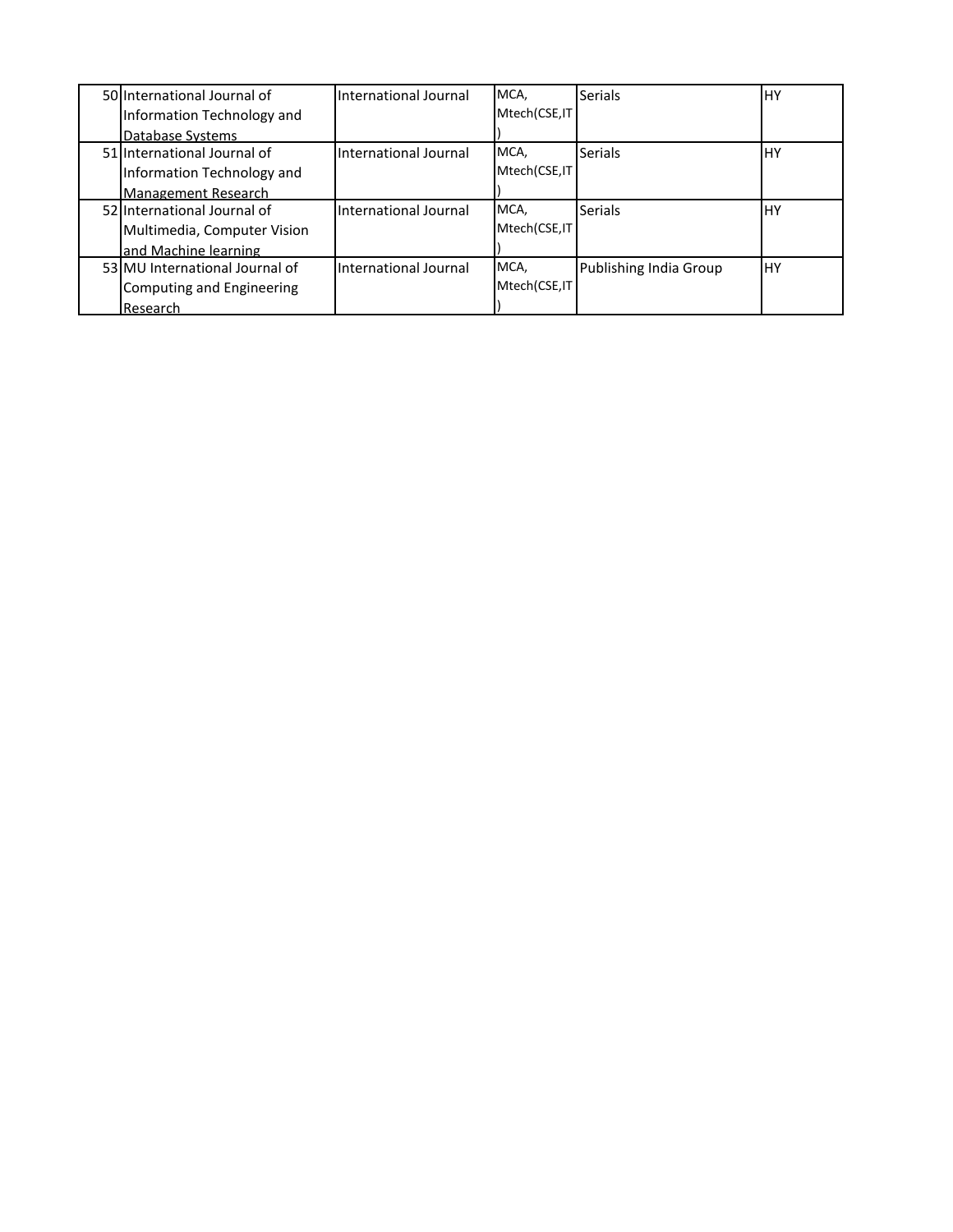| | | | | | |
|---|---|---|---|---|---|
| 50 | International Journal of Information Technology and Database Systems | International Journal | MCA, Mtech(CSE,IT) | Serials | HY |
| 51 | International Journal of Information Technology and Management Research | International Journal | MCA, Mtech(CSE,IT) | Serials | HY |
| 52 | International Journal of Multimedia, Computer Vision and Machine learning | International Journal | MCA, Mtech(CSE,IT) | Serials | HY |
| 53 | MU International Journal of Computing and Engineering Research | International Journal | MCA, Mtech(CSE,IT) | Publishing India Group | HY |